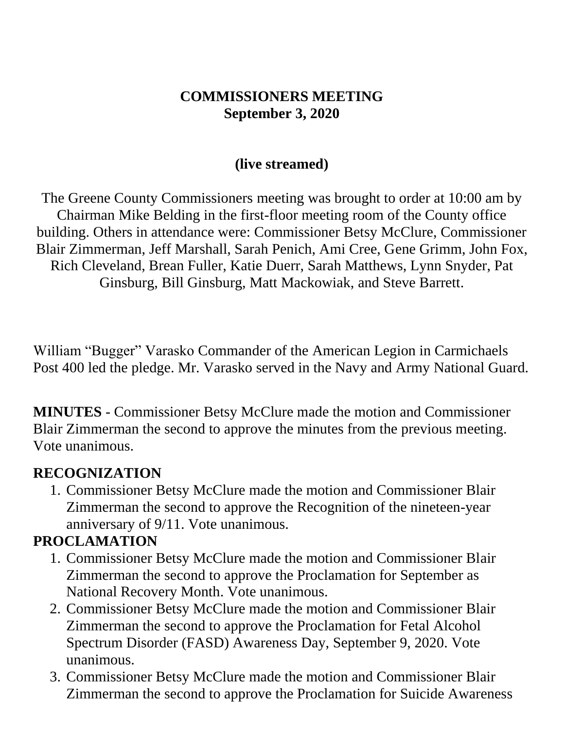**COMMISSIONERS MEETING**
**September 3, 2020**

**(live streamed)**

The Greene County Commissioners meeting was brought to order at 10:00 am by Chairman Mike Belding in the first-floor meeting room of the County office building. Others in attendance were: Commissioner Betsy McClure, Commissioner Blair Zimmerman, Jeff Marshall, Sarah Penich, Ami Cree, Gene Grimm, John Fox, Rich Cleveland, Brean Fuller, Katie Duerr, Sarah Matthews, Lynn Snyder, Pat Ginsburg, Bill Ginsburg, Matt Mackowiak, and Steve Barrett.

William "Bugger" Varasko Commander of the American Legion in Carmichaels Post 400 led the pledge. Mr. Varasko served in the Navy and Army National Guard.

**MINUTES** - Commissioner Betsy McClure made the motion and Commissioner Blair Zimmerman the second to approve the minutes from the previous meeting. Vote unanimous.

**RECOGNIZATION**

1. Commissioner Betsy McClure made the motion and Commissioner Blair Zimmerman the second to approve the Recognition of the nineteen-year anniversary of 9/11. Vote unanimous.

**PROCLAMATION**

1. Commissioner Betsy McClure made the motion and Commissioner Blair Zimmerman the second to approve the Proclamation for September as National Recovery Month. Vote unanimous.
2. Commissioner Betsy McClure made the motion and Commissioner Blair Zimmerman the second to approve the Proclamation for Fetal Alcohol Spectrum Disorder (FASD) Awareness Day, September 9, 2020. Vote unanimous.
3. Commissioner Betsy McClure made the motion and Commissioner Blair Zimmerman the second to approve the Proclamation for Suicide Awareness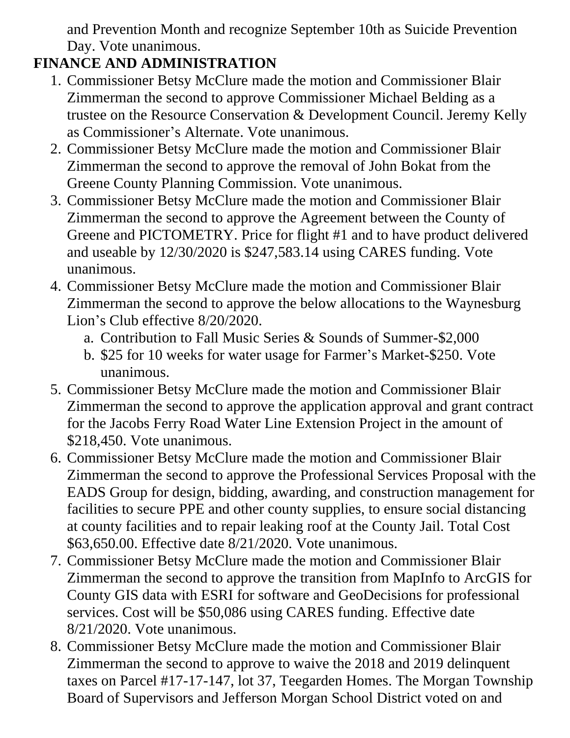and Prevention Month and recognize September 10th as Suicide Prevention Day. Vote unanimous.

**FINANCE AND ADMINISTRATION**

1. Commissioner Betsy McClure made the motion and Commissioner Blair Zimmerman the second to approve Commissioner Michael Belding as a trustee on the Resource Conservation & Development Council. Jeremy Kelly as Commissioner's Alternate. Vote unanimous.
2. Commissioner Betsy McClure made the motion and Commissioner Blair Zimmerman the second to approve the removal of John Bokat from the Greene County Planning Commission. Vote unanimous.
3. Commissioner Betsy McClure made the motion and Commissioner Blair Zimmerman the second to approve the Agreement between the County of Greene and PICTOMETRY. Price for flight #1 and to have product delivered and useable by 12/30/2020 is $247,583.14 using CARES funding. Vote unanimous.
4. Commissioner Betsy McClure made the motion and Commissioner Blair Zimmerman the second to approve the below allocations to the Waynesburg Lion's Club effective 8/20/2020.
   a. Contribution to Fall Music Series & Sounds of Summer-$2,000
   b. $25 for 10 weeks for water usage for Farmer's Market-$250. Vote unanimous.
5. Commissioner Betsy McClure made the motion and Commissioner Blair Zimmerman the second to approve the application approval and grant contract for the Jacobs Ferry Road Water Line Extension Project in the amount of $218,450. Vote unanimous.
6. Commissioner Betsy McClure made the motion and Commissioner Blair Zimmerman the second to approve the Professional Services Proposal with the EADS Group for design, bidding, awarding, and construction management for facilities to secure PPE and other county supplies, to ensure social distancing at county facilities and to repair leaking roof at the County Jail. Total Cost $63,650.00. Effective date 8/21/2020. Vote unanimous.
7. Commissioner Betsy McClure made the motion and Commissioner Blair Zimmerman the second to approve the transition from MapInfo to ArcGIS for County GIS data with ESRI for software and GeoDecisions for professional services. Cost will be $50,086 using CARES funding. Effective date 8/21/2020. Vote unanimous.
8. Commissioner Betsy McClure made the motion and Commissioner Blair Zimmerman the second to approve to waive the 2018 and 2019 delinquent taxes on Parcel #17-17-147, lot 37, Teegarden Homes. The Morgan Township Board of Supervisors and Jefferson Morgan School District voted on and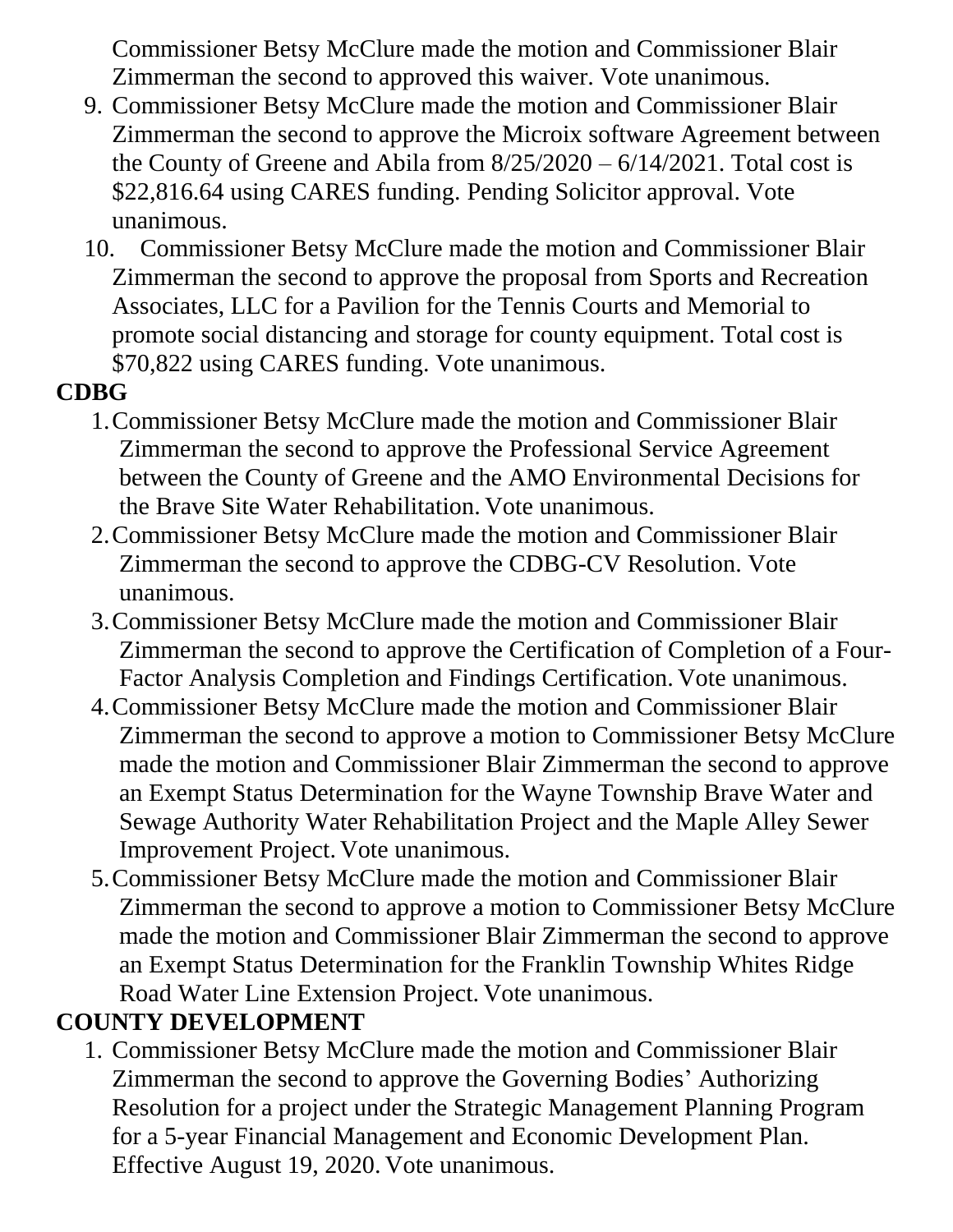Commissioner Betsy McClure made the motion and Commissioner Blair Zimmerman the second to approved this waiver. Vote unanimous.

9. Commissioner Betsy McClure made the motion and Commissioner Blair Zimmerman the second to approve the Microix software Agreement between the County of Greene and Abila from 8/25/2020 – 6/14/2021. Total cost is $22,816.64 using CARES funding. Pending Solicitor approval. Vote unanimous.
10. Commissioner Betsy McClure made the motion and Commissioner Blair Zimmerman the second to approve the proposal from Sports and Recreation Associates, LLC for a Pavilion for the Tennis Courts and Memorial to promote social distancing and storage for county equipment. Total cost is $70,822 using CARES funding. Vote unanimous.

**CDBG**

1. Commissioner Betsy McClure made the motion and Commissioner Blair Zimmerman the second to approve the Professional Service Agreement between the County of Greene and the AMO Environmental Decisions for the Brave Site Water Rehabilitation. Vote unanimous.
2. Commissioner Betsy McClure made the motion and Commissioner Blair Zimmerman the second to approve the CDBG-CV Resolution. Vote unanimous.
3. Commissioner Betsy McClure made the motion and Commissioner Blair Zimmerman the second to approve the Certification of Completion of a Four-Factor Analysis Completion and Findings Certification. Vote unanimous.
4. Commissioner Betsy McClure made the motion and Commissioner Blair Zimmerman the second to approve a motion to Commissioner Betsy McClure made the motion and Commissioner Blair Zimmerman the second to approve an Exempt Status Determination for the Wayne Township Brave Water and Sewage Authority Water Rehabilitation Project and the Maple Alley Sewer Improvement Project. Vote unanimous.
5. Commissioner Betsy McClure made the motion and Commissioner Blair Zimmerman the second to approve a motion to Commissioner Betsy McClure made the motion and Commissioner Blair Zimmerman the second to approve an Exempt Status Determination for the Franklin Township Whites Ridge Road Water Line Extension Project. Vote unanimous.

**COUNTY DEVELOPMENT**

1. Commissioner Betsy McClure made the motion and Commissioner Blair Zimmerman the second to approve the Governing Bodies' Authorizing Resolution for a project under the Strategic Management Planning Program for a 5-year Financial Management and Economic Development Plan. Effective August 19, 2020. Vote unanimous.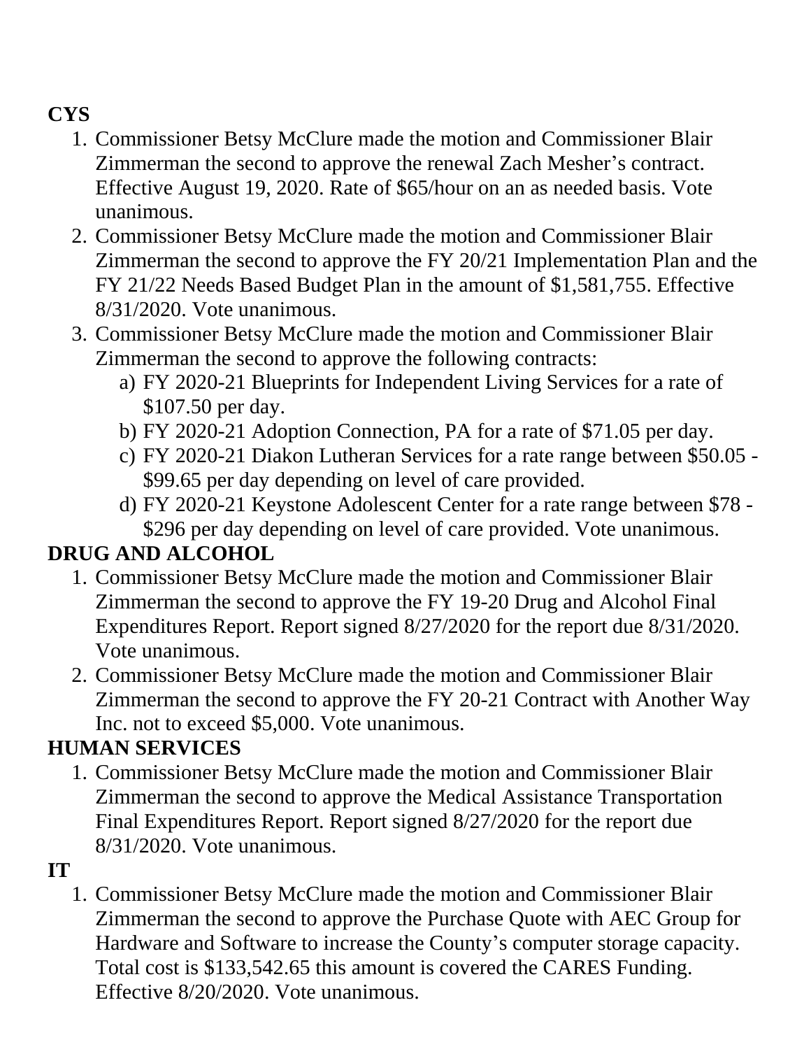**CYS**

1. Commissioner Betsy McClure made the motion and Commissioner Blair Zimmerman the second to approve the renewal Zach Mesher's contract. Effective August 19, 2020. Rate of $65/hour on an as needed basis. Vote unanimous.
2. Commissioner Betsy McClure made the motion and Commissioner Blair Zimmerman the second to approve the FY 20/21 Implementation Plan and the FY 21/22 Needs Based Budget Plan in the amount of $1,581,755. Effective 8/31/2020. Vote unanimous.
3. Commissioner Betsy McClure made the motion and Commissioner Blair Zimmerman the second to approve the following contracts:
   a) FY 2020-21 Blueprints for Independent Living Services for a rate of $107.50 per day.
   b) FY 2020-21 Adoption Connection, PA for a rate of $71.05 per day.
   c) FY 2020-21 Diakon Lutheran Services for a rate range between $50.05 - $99.65 per day depending on level of care provided.
   d) FY 2020-21 Keystone Adolescent Center for a rate range between $78 - $296 per day depending on level of care provided. Vote unanimous.

**DRUG AND ALCOHOL**

1. Commissioner Betsy McClure made the motion and Commissioner Blair Zimmerman the second to approve the FY 19-20 Drug and Alcohol Final Expenditures Report. Report signed 8/27/2020 for the report due 8/31/2020. Vote unanimous.
2. Commissioner Betsy McClure made the motion and Commissioner Blair Zimmerman the second to approve the FY 20-21 Contract with Another Way Inc. not to exceed $5,000. Vote unanimous.

**HUMAN SERVICES**

1. Commissioner Betsy McClure made the motion and Commissioner Blair Zimmerman the second to approve the Medical Assistance Transportation Final Expenditures Report. Report signed 8/27/2020 for the report due 8/31/2020. Vote unanimous.

**IT**

1. Commissioner Betsy McClure made the motion and Commissioner Blair Zimmerman the second to approve the Purchase Quote with AEC Group for Hardware and Software to increase the County's computer storage capacity. Total cost is $133,542.65 this amount is covered the CARES Funding. Effective 8/20/2020. Vote unanimous.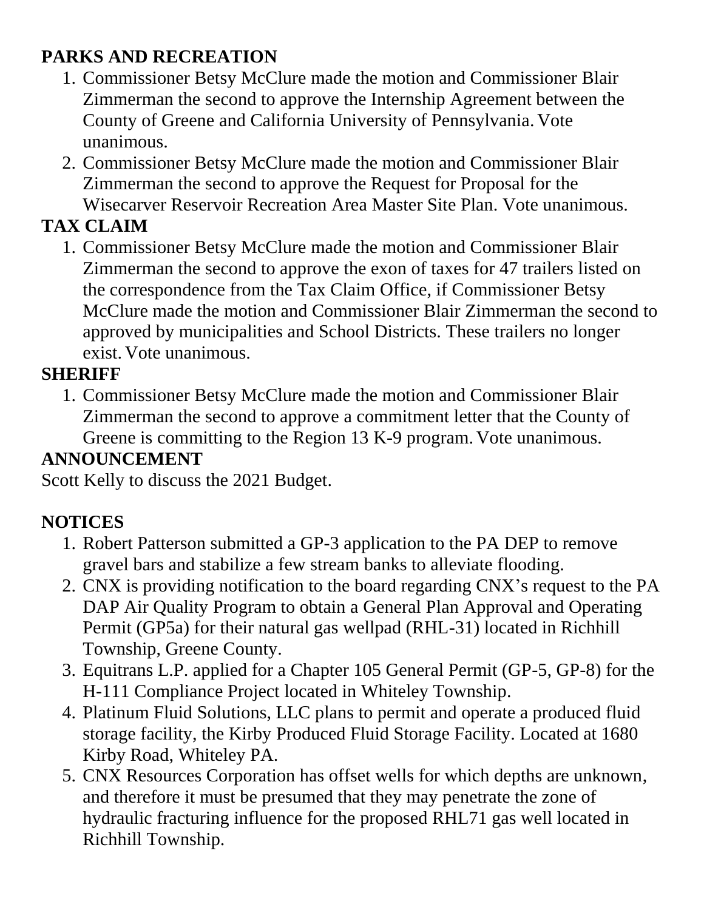**PARKS AND RECREATION**

1. Commissioner Betsy McClure made the motion and Commissioner Blair Zimmerman the second to approve the Internship Agreement between the County of Greene and California University of Pennsylvania. Vote unanimous.
2. Commissioner Betsy McClure made the motion and Commissioner Blair Zimmerman the second to approve the Request for Proposal for the Wisecarver Reservoir Recreation Area Master Site Plan. Vote unanimous.

**TAX CLAIM**

1. Commissioner Betsy McClure made the motion and Commissioner Blair Zimmerman the second to approve the exon of taxes for 47 trailers listed on the correspondence from the Tax Claim Office, if Commissioner Betsy McClure made the motion and Commissioner Blair Zimmerman the second to approved by municipalities and School Districts. These trailers no longer exist. Vote unanimous.

**SHERIFF**

1. Commissioner Betsy McClure made the motion and Commissioner Blair Zimmerman the second to approve a commitment letter that the County of Greene is committing to the Region 13 K-9 program. Vote unanimous.

**ANNOUNCEMENT**

Scott Kelly to discuss the 2021 Budget.

**NOTICES**

1. Robert Patterson submitted a GP-3 application to the PA DEP to remove gravel bars and stabilize a few stream banks to alleviate flooding.
2. CNX is providing notification to the board regarding CNX's request to the PA DAP Air Quality Program to obtain a General Plan Approval and Operating Permit (GP5a) for their natural gas wellpad (RHL-31) located in Richhill Township, Greene County.
3. Equitrans L.P. applied for a Chapter 105 General Permit (GP-5, GP-8) for the H-111 Compliance Project located in Whiteley Township.
4. Platinum Fluid Solutions, LLC plans to permit and operate a produced fluid storage facility, the Kirby Produced Fluid Storage Facility. Located at 1680 Kirby Road, Whiteley PA.
5. CNX Resources Corporation has offset wells for which depths are unknown, and therefore it must be presumed that they may penetrate the zone of hydraulic fracturing influence for the proposed RHL71 gas well located in Richhill Township.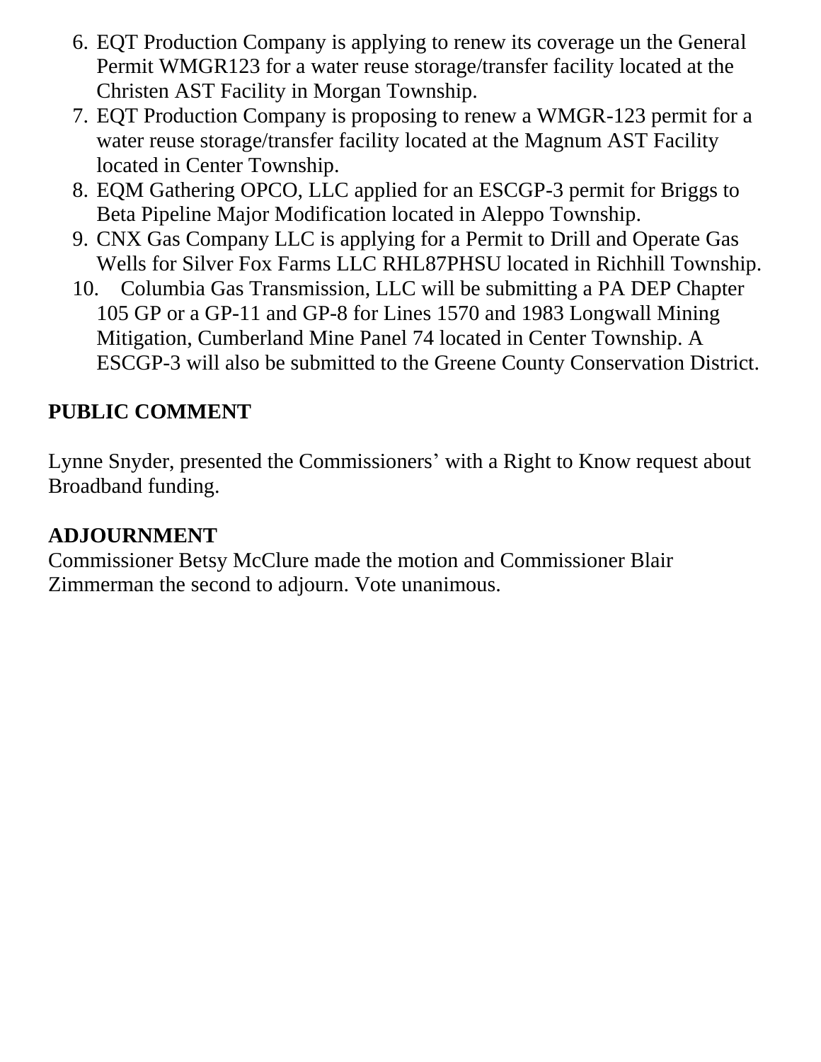6. EQT Production Company is applying to renew its coverage un the General Permit WMGR123 for a water reuse storage/transfer facility located at the Christen AST Facility in Morgan Township.
7. EQT Production Company is proposing to renew a WMGR-123 permit for a water reuse storage/transfer facility located at the Magnum AST Facility located in Center Township.
8. EQM Gathering OPCO, LLC applied for an ESCGP-3 permit for Briggs to Beta Pipeline Major Modification located in Aleppo Township.
9. CNX Gas Company LLC is applying for a Permit to Drill and Operate Gas Wells for Silver Fox Farms LLC RHL87PHSU located in Richhill Township.
10. Columbia Gas Transmission, LLC will be submitting a PA DEP Chapter 105 GP or a GP-11 and GP-8 for Lines 1570 and 1983 Longwall Mining Mitigation, Cumberland Mine Panel 74 located in Center Township. A ESCGP-3 will also be submitted to the Greene County Conservation District.

**PUBLIC COMMENT**

Lynne Snyder, presented the Commissioners' with a Right to Know request about Broadband funding.

**ADJOURNMENT**

Commissioner Betsy McClure made the motion and Commissioner Blair Zimmerman the second to adjourn. Vote unanimous.